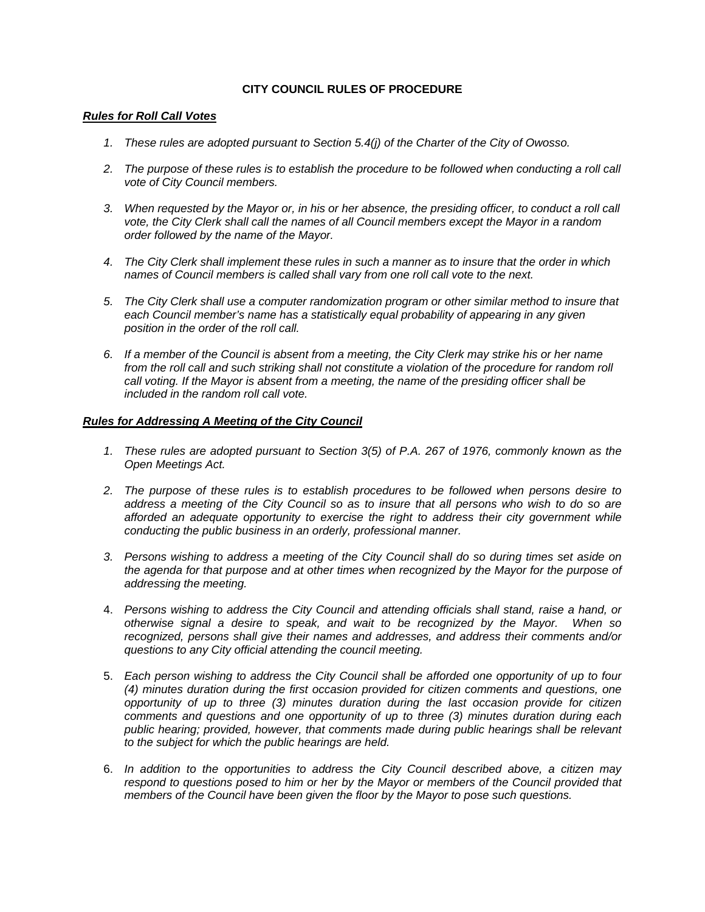**CITY COUNCIL RULES OF PROCEDURE**

***Rules for Roll Call Votes***

1. *These rules are adopted pursuant to Section 5.4(j) of the Charter of the City of Owosso.*

2. *The purpose of these rules is to establish the procedure to be followed when conducting a roll call vote of City Council members.*

3. *When requested by the Mayor or, in his or her absence, the presiding officer, to conduct a roll call vote, the City Clerk shall call the names of all Council members except the Mayor in a random order followed by the name of the Mayor.*

4. *The City Clerk shall implement these rules in such a manner as to insure that the order in which names of Council members is called shall vary from one roll call vote to the next.*

5. *The City Clerk shall use a computer randomization program or other similar method to insure that each Council member's name has a statistically equal probability of appearing in any given position in the order of the roll call.*

6. *If a member of the Council is absent from a meeting, the City Clerk may strike his or her name from the roll call and such striking shall not constitute a violation of the procedure for random roll call voting. If the Mayor is absent from a meeting, the name of the presiding officer shall be included in the random roll call vote.*

***Rules for Addressing A Meeting of the City Council***

1. *These rules are adopted pursuant to Section 3(5) of P.A. 267 of 1976, commonly known as the Open Meetings Act.*

2. *The purpose of these rules is to establish procedures to be followed when persons desire to address a meeting of the City Council so as to insure that all persons who wish to do so are afforded an adequate opportunity to exercise the right to address their city government while conducting the public business in an orderly, professional manner.*

3. *Persons wishing to address a meeting of the City Council shall do so during times set aside on the agenda for that purpose and at other times when recognized by the Mayor for the purpose of addressing the meeting.*

4. *Persons wishing to address the City Council and attending officials shall stand, raise a hand, or otherwise signal a desire to speak, and wait to be recognized by the Mayor. When so recognized, persons shall give their names and addresses, and address their comments and/or questions to any City official attending the council meeting.*

5. *Each person wishing to address the City Council shall be afforded one opportunity of up to four (4) minutes duration during the first occasion provided for citizen comments and questions, one opportunity of up to three (3) minutes duration during the last occasion provide for citizen comments and questions and one opportunity of up to three (3) minutes duration during each public hearing; provided, however, that comments made during public hearings shall be relevant to the subject for which the public hearings are held.*

6. *In addition to the opportunities to address the City Council described above, a citizen may respond to questions posed to him or her by the Mayor or members of the Council provided that members of the Council have been given the floor by the Mayor to pose such questions.*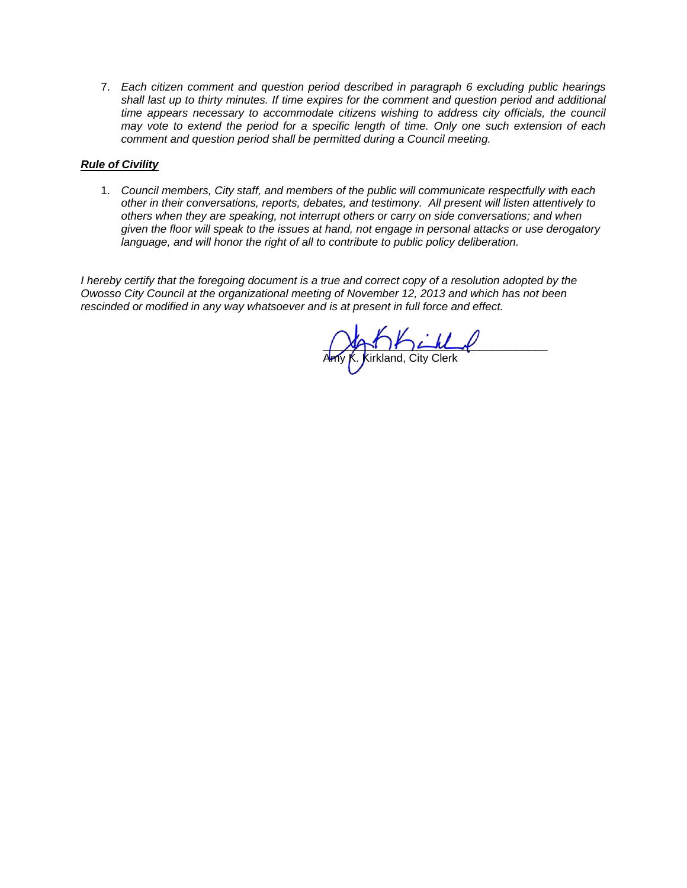7. *Each citizen comment and question period described in paragraph 6 excluding public hearings shall last up to thirty minutes. If time expires for the comment and question period and additional time appears necessary to accommodate citizens wishing to address city officials, the council may vote to extend the period for a specific length of time. Only one such extension of each comment and question period shall be permitted during a Council meeting.*

***Rule of Civility***

1. *Council members, City staff, and members of the public will communicate respectfully with each other in their conversations, reports, debates, and testimony. All present will listen attentively to others when they are speaking, not interrupt others or carry on side conversations; and when given the floor will speak to the issues at hand, not engage in personal attacks or use derogatory language, and will honor the right of all to contribute to public policy deliberation.*

*I hereby certify that the foregoing document is a true and correct copy of a resolution adopted by the Owosso City Council at the organizational meeting of November 12, 2013 and which has not been rescinded or modified in any way whatsoever and is at present in full force and effect.*

Amy K. Kirkland, City Clerk